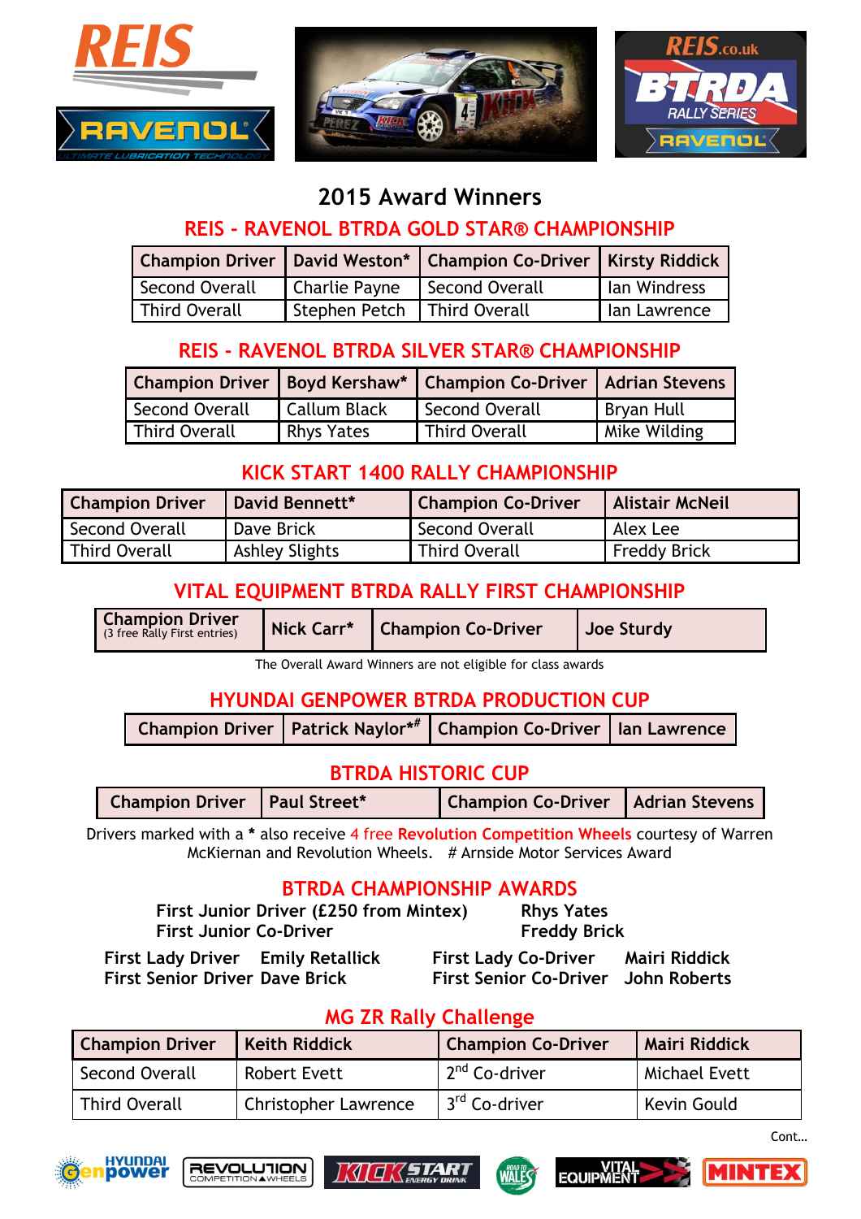# 2015 Award Winners

## REIS - RAVENOL BTRDA GOLD STAR® CHAMPIONSHIP

| Champion Driver | David Weston* | Champion Co-Driver | Kirsty Riddick |
|---|---|---|---|
| Second Overall | Charlie Payne | Second Overall | Ian Windress |
| Third Overall | Stephen Petch | Third Overall | Ian Lawrence |

## REIS - RAVENOL BTRDA SILVER STAR® CHAMPIONSHIP

| Champion Driver | Boyd Kershaw* | Champion Co-Driver | Adrian Stevens |
|---|---|---|---|
| Second Overall | Callum Black | Second Overall | Bryan Hull |
| Third Overall | Rhys Yates | Third Overall | Mike Wilding |

## KICK START 1400 RALLY CHAMPIONSHIP

| Champion Driver | David Bennett* | Champion Co-Driver | Alistair McNeil |
|---|---|---|---|
| Second Overall | Dave Brick | Second Overall | Alex Lee |
| Third Overall | Ashley Slights | Third Overall | Freddy Brick |

## VITAL EQUIPMENT BTRDA RALLY FIRST CHAMPIONSHIP

| Champion Driver (3 free Rally First entries) | Nick Carr* | Champion Co-Driver | Joe Sturdy |
|---|---|---|---|

The Overall Award Winners are not eligible for class awards

## HYUNDAI GENPOWER BTRDA PRODUCTION CUP

| Champion Driver | Patrick Naylor*# | Champion Co-Driver | Ian Lawrence |
|---|---|---|---|

## BTRDA HISTORIC CUP

| Champion Driver | Paul Street* | Champion Co-Driver | Adrian Stevens |
|---|---|---|---|

Drivers marked with a * also receive 4 free **Revolution Competition Wheels** courtesy of Warren McKiernan and Revolution Wheels. # Arnside Motor Services Award

## BTRDA CHAMPIONSHIP AWARDS

**First Junior Driver (£250 from Mintex)** **Rhys Yates**
**First Junior Co-Driver** **Freddy Brick**

**First Lady Driver** **Emily Retallick** **First Lady Co-Driver** **Mairi Riddick**
**First Senior Driver** **Dave Brick** **First Senior Co-Driver** **John Roberts**

## MG ZR Rally Challenge

| Champion Driver | Keith Riddick | Champion Co-Driver | Mairi Riddick |
|---|---|---|---|
| Second Overall | Robert Evett | 2nd Co-driver | Michael Evett |
| Third Overall | Christopher Lawrence | 3rd Co-driver | Kevin Gould |

Cont...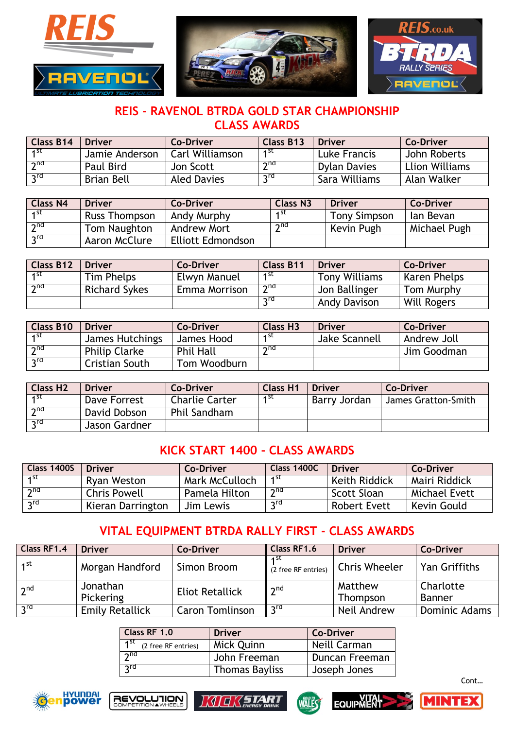## REIS - RAVENOL BTRDA GOLD STAR CHAMPIONSHIP
## CLASS AWARDS

| Class B14 | Driver | Co-Driver | Class B13 | Driver | Co-Driver |
|---|---|---|---|---|---|
| 1st | Jamie Anderson | Carl Williamson | 1st | Luke Francis | John Roberts |
| 2nd | Paul Bird | Jon Scott | 2nd | Dylan Davies | Llion Williams |
| 3rd | Brian Bell | Aled Davies | 3rd | Sara Williams | Alan Walker |

| Class N4 | Driver | Co-Driver | Class N3 | Driver | Co-Driver |
|---|---|---|---|---|---|
| 1st | Russ Thompson | Andy Murphy | 1st | Tony Simpson | Ian Bevan |
| 2nd | Tom Naughton | Andrew Mort | 2nd | Kevin Pugh | Michael Pugh |
| 3rd | Aaron McClure | Elliott Edmondson | | | |

| Class B12 | Driver | Co-Driver | Class B11 | Driver | Co-Driver |
|---|---|---|---|---|---|
| 1st | Tim Phelps | Elwyn Manuel | 1st | Tony Williams | Karen Phelps |
| 2nd | Richard Sykes | Emma Morrison | 2nd | Jon Ballinger | Tom Murphy |
| | | | 3rd | Andy Davison | Will Rogers |

| Class B10 | Driver | Co-Driver | Class H3 | Driver | Co-Driver |
|---|---|---|---|---|---|
| 1st | James Hutchings | James Hood | 1st | Jake Scannell | Andrew Joll |
| 2nd | Philip Clarke | Phil Hall | 2nd | | Jim Goodman |
| 3rd | Cristian South | Tom Woodburn | | | |

| Class H2 | Driver | Co-Driver | Class H1 | Driver | Co-Driver |
|---|---|---|---|---|---|
| 1st | Dave Forrest | Charlie Carter | 1st | Barry Jordan | James Gratton-Smith |
| 2nd | David Dobson | Phil Sandham | | | |
| 3rd | Jason Gardner | | | | |

## KICK START 1400 - CLASS AWARDS

| Class 1400S | Driver | Co-Driver | Class 1400C | Driver | Co-Driver |
|---|---|---|---|---|---|
| 1st | Ryan Weston | Mark McCulloch | 1st | Keith Riddick | Mairi Riddick |
| 2nd | Chris Powell | Pamela Hilton | 2nd | Scott Sloan | Michael Evett |
| 3rd | Kieran Darrington | Jim Lewis | 3rd | Robert Evett | Kevin Gould |

## VITAL EQUIPMENT BTRDA RALLY FIRST - CLASS AWARDS

| Class RF1.4 | Driver | Co-Driver | Class RF1.6 | Driver | Co-Driver |
|---|---|---|---|---|---|
| 1st | Morgan Handford | Simon Broom | 1st (2 free RF entries) | Chris Wheeler | Yan Griffiths |
| 2nd | Jonathan Pickering | Eliot Retallick | 2nd | Matthew Thompson | Charlotte Banner |
| 3rd | Emily Retallick | Caron Tomlinson | 3rd | Neil Andrew | Dominic Adams |

| Class RF 1.0 | Driver | Co-Driver |
|---|---|---|
| 1st (2 free RF entries) | Mick Quinn | Neill Carman |
| 2nd | John Freeman | Duncan Freeman |
| 3rd | Thomas Bayliss | Joseph Jones |

Cont...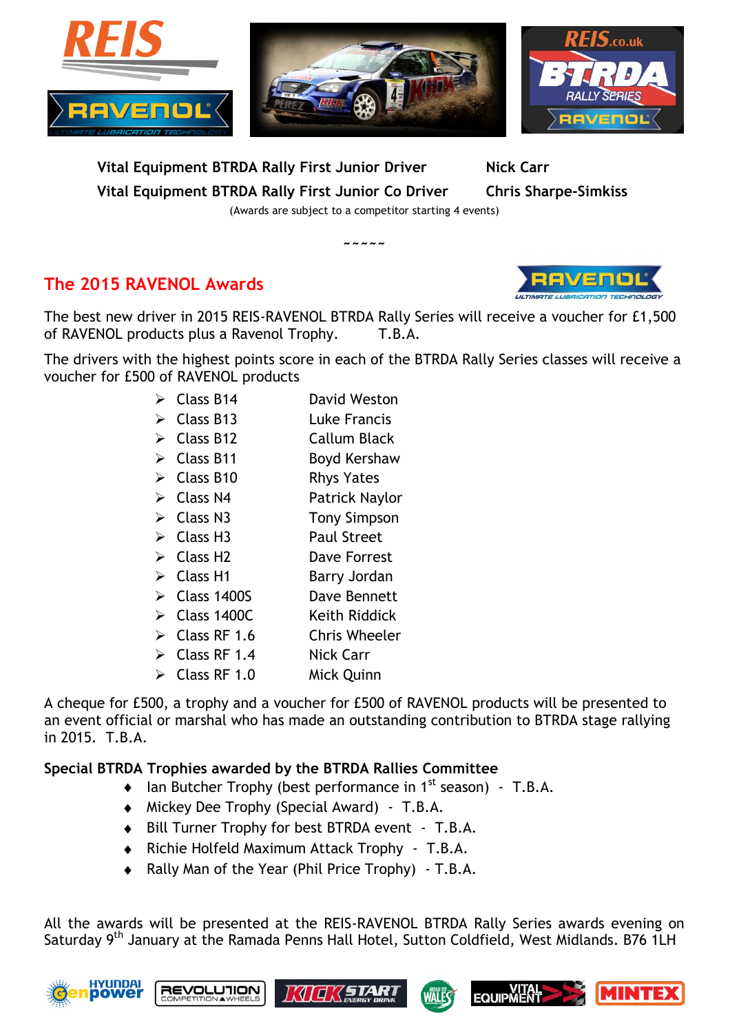| | |
|---|---|
| **Vital Equipment BTRDA Rally First Junior Driver** | **Nick Carr** |
| **Vital Equipment BTRDA Rally First Junior Co Driver** | **Chris Sharpe-Simkiss** |

(Awards are subject to a competitor starting 4 events)

~~~~~

## The 2015 RAVENOL Awards

The best new driver in 2015 REIS-RAVENOL BTRDA Rally Series will receive a voucher for £1,500 of RAVENOL products plus a Ravenol Trophy. T.B.A.

The drivers with the highest points score in each of the BTRDA Rally Series classes will receive a voucher for £500 of RAVENOL products

| | |
|---|---|
| Class B14 | David Weston |
| Class B13 | Luke Francis |
| Class B12 | Callum Black |
| Class B11 | Boyd Kershaw |
| Class B10 | Rhys Yates |
| Class N4 | Patrick Naylor |
| Class N3 | Tony Simpson |
| Class H3 | Paul Street |
| Class H2 | Dave Forrest |
| Class H1 | Barry Jordan |
| Class 1400S | Dave Bennett |
| Class 1400C | Keith Riddick |
| Class RF 1.6 | Chris Wheeler |
| Class RF 1.4 | Nick Carr |
| Class RF 1.0 | Mick Quinn |

A cheque for £500, a trophy and a voucher for £500 of RAVENOL products will be presented to an event official or marshal who has made an outstanding contribution to BTRDA stage rallying in 2015. T.B.A.

**Special BTRDA Trophies awarded by the BTRDA Rallies Committee**

- Ian Butcher Trophy (best performance in 1st season) - T.B.A.
- Mickey Dee Trophy (Special Award) - T.B.A.
- Bill Turner Trophy for best BTRDA event - T.B.A.
- Richie Holfeld Maximum Attack Trophy - T.B.A.
- Rally Man of the Year (Phil Price Trophy) - T.B.A.

All the awards will be presented at the REIS-RAVENOL BTRDA Rally Series awards evening on Saturday 9th January at the Ramada Penns Hall Hotel, Sutton Coldfield, West Midlands. B76 1LH